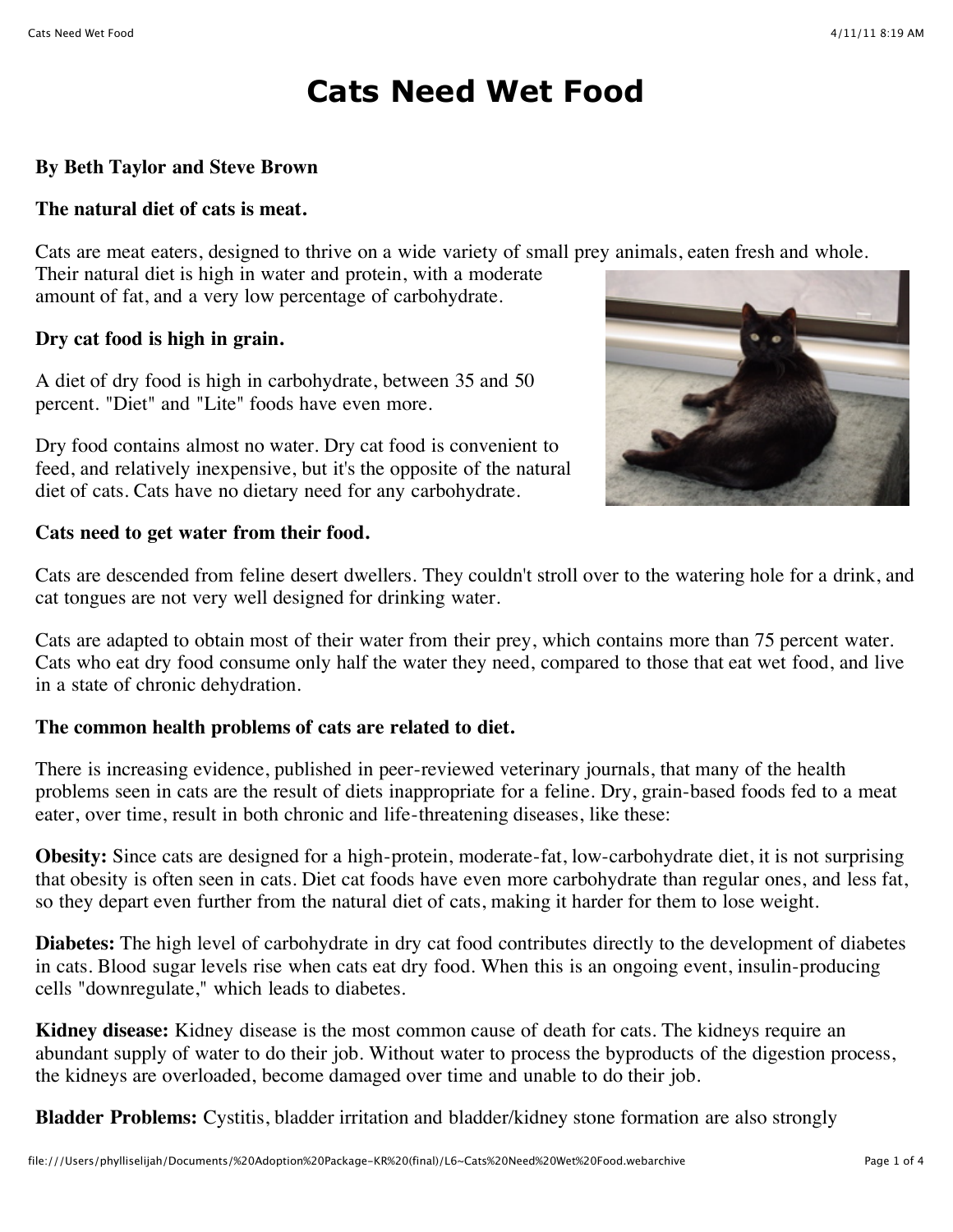# Cats Need Wet Food

**By Beth Taylor and Steve Brown**

**The natural diet of cats is meat.**

Cats are meat eaters, designed to thrive on a wide variety of small prey animals, eaten fresh and whole. Their natural diet is high in water and protein, with a moderate amount of fat, and a very low percentage of carbohydrate.

**Dry cat food is high in grain.**

A diet of dry food is high in carbohydrate, between 35 and 50 percent. "Diet" and "Lite" foods have even more.

Dry food contains almost no water. Dry cat food is convenient to feed, and relatively inexpensive, but it's the opposite of the natural diet of cats. Cats have no dietary need for any carbohydrate.

**Cats need to get water from their food.**

Cats are descended from feline desert dwellers. They couldn't stroll over to the watering hole for a drink, and cat tongues are not very well designed for drinking water.

Cats are adapted to obtain most of their water from their prey, which contains more than 75 percent water. Cats who eat dry food consume only half the water they need, compared to those that eat wet food, and live in a state of chronic dehydration.

**The common health problems of cats are related to diet.**

There is increasing evidence, published in peer-reviewed veterinary journals, that many of the health problems seen in cats are the result of diets inappropriate for a feline. Dry, grain-based foods fed to a meat eater, over time, result in both chronic and life-threatening diseases, like these:

**Obesity:** Since cats are designed for a high-protein, moderate-fat, low-carbohydrate diet, it is not surprising that obesity is often seen in cats. Diet cat foods have even more carbohydrate than regular ones, and less fat, so they depart even further from the natural diet of cats, making it harder for them to lose weight.

**Diabetes:** The high level of carbohydrate in dry cat food contributes directly to the development of diabetes in cats. Blood sugar levels rise when cats eat dry food. When this is an ongoing event, insulin-producing cells "downregulate," which leads to diabetes.

**Kidney disease:** Kidney disease is the most common cause of death for cats. The kidneys require an abundant supply of water to do their job. Without water to process the byproducts of the digestion process, the kidneys are overloaded, become damaged over time and unable to do their job.

**Bladder Problems:** Cystitis, bladder irritation and bladder/kidney stone formation are also strongly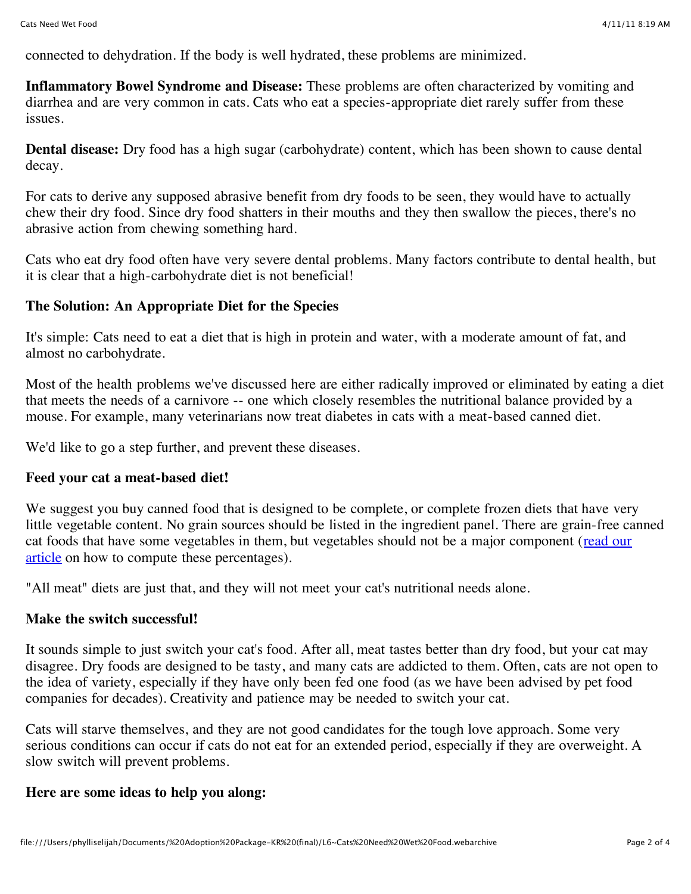connected to dehydration. If the body is well hydrated, these problems are minimized.

**Inflammatory Bowel Syndrome and Disease:** These problems are often characterized by vomiting and diarrhea and are very common in cats. Cats who eat a species-appropriate diet rarely suffer from these issues.

**Dental disease:** Dry food has a high sugar (carbohydrate) content, which has been shown to cause dental decay.

For cats to derive any supposed abrasive benefit from dry foods to be seen, they would have to actually chew their dry food. Since dry food shatters in their mouths and they then swallow the pieces, there's no abrasive action from chewing something hard.

Cats who eat dry food often have very severe dental problems. Many factors contribute to dental health, but it is clear that a high-carbohydrate diet is not beneficial!

### The Solution: An Appropriate Diet for the Species

It's simple: Cats need to eat a diet that is high in protein and water, with a moderate amount of fat, and almost no carbohydrate.

Most of the health problems we've discussed here are either radically improved or eliminated by eating a diet that meets the needs of a carnivore -- one which closely resembles the nutritional balance provided by a mouse. For example, many veterinarians now treat diabetes in cats with a meat-based canned diet.

We'd like to go a step further, and prevent these diseases.

### Feed your cat a meat-based diet!

We suggest you buy canned food that is designed to be complete, or complete frozen diets that have very little vegetable content. No grain sources should be listed in the ingredient panel. There are grain-free canned cat foods that have some vegetables in them, but vegetables should not be a major component (read our article on how to compute these percentages).

"All meat" diets are just that, and they will not meet your cat's nutritional needs alone.

### Make the switch successful!

It sounds simple to just switch your cat's food. After all, meat tastes better than dry food, but your cat may disagree. Dry foods are designed to be tasty, and many cats are addicted to them. Often, cats are not open to the idea of variety, especially if they have only been fed one food (as we have been advised by pet food companies for decades). Creativity and patience may be needed to switch your cat.

Cats will starve themselves, and they are not good candidates for the tough love approach. Some very serious conditions can occur if cats do not eat for an extended period, especially if they are overweight. A slow switch will prevent problems.

### Here are some ideas to help you along: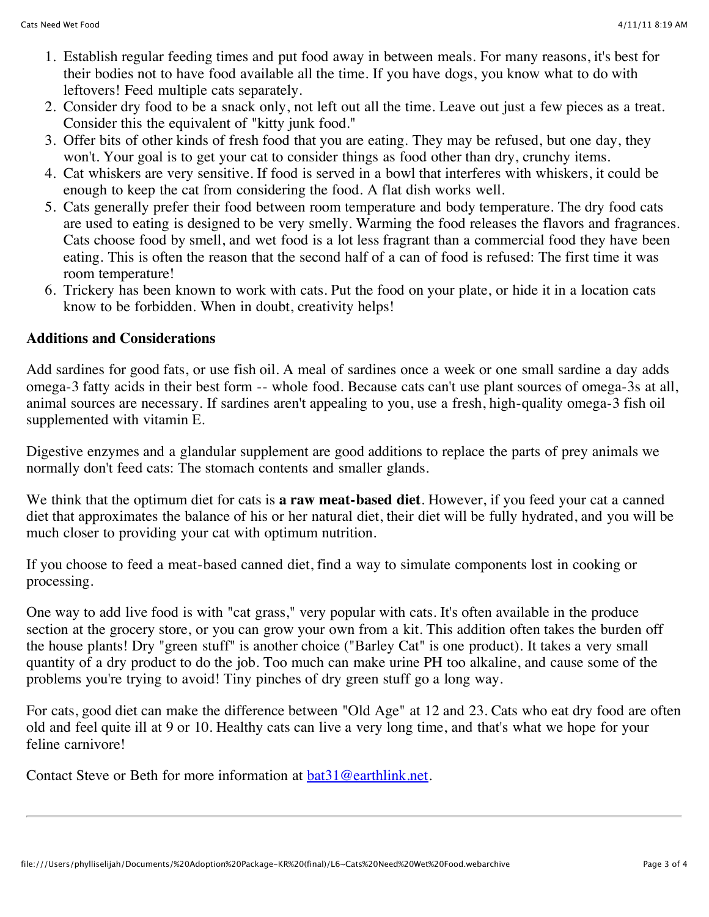1. Establish regular feeding times and put food away in between meals. For many reasons, it's best for their bodies not to have food available all the time. If you have dogs, you know what to do with leftovers! Feed multiple cats separately.
2. Consider dry food to be a snack only, not left out all the time. Leave out just a few pieces as a treat. Consider this the equivalent of "kitty junk food."
3. Offer bits of other kinds of fresh food that you are eating. They may be refused, but one day, they won't. Your goal is to get your cat to consider things as food other than dry, crunchy items.
4. Cat whiskers are very sensitive. If food is served in a bowl that interferes with whiskers, it could be enough to keep the cat from considering the food. A flat dish works well.
5. Cats generally prefer their food between room temperature and body temperature. The dry food cats are used to eating is designed to be very smelly. Warming the food releases the flavors and fragrances. Cats choose food by smell, and wet food is a lot less fragrant than a commercial food they have been eating. This is often the reason that the second half of a can of food is refused: The first time it was room temperature!
6. Trickery has been known to work with cats. Put the food on your plate, or hide it in a location cats know to be forbidden. When in doubt, creativity helps!

**Additions and Considerations**

Add sardines for good fats, or use fish oil. A meal of sardines once a week or one small sardine a day adds omega-3 fatty acids in their best form -- whole food. Because cats can't use plant sources of omega-3s at all, animal sources are necessary. If sardines aren't appealing to you, use a fresh, high-quality omega-3 fish oil supplemented with vitamin E.

Digestive enzymes and a glandular supplement are good additions to replace the parts of prey animals we normally don't feed cats: The stomach contents and smaller glands.

We think that the optimum diet for cats is **a raw meat-based diet**. However, if you feed your cat a canned diet that approximates the balance of his or her natural diet, their diet will be fully hydrated, and you will be much closer to providing your cat with optimum nutrition.

If you choose to feed a meat-based canned diet, find a way to simulate components lost in cooking or processing.

One way to add live food is with "cat grass," very popular with cats. It's often available in the produce section at the grocery store, or you can grow your own from a kit. This addition often takes the burden off the house plants! Dry "green stuff" is another choice ("Barley Cat" is one product). It takes a very small quantity of a dry product to do the job. Too much can make urine PH too alkaline, and cause some of the problems you're trying to avoid! Tiny pinches of dry green stuff go a long way.

For cats, good diet can make the difference between "Old Age" at 12 and 23. Cats who eat dry food are often old and feel quite ill at 9 or 10. Healthy cats can live a very long time, and that's what we hope for your feline carnivore!

Contact Steve or Beth for more information at [bat31@earthlink.net](mailto:bat31@earthlink.net).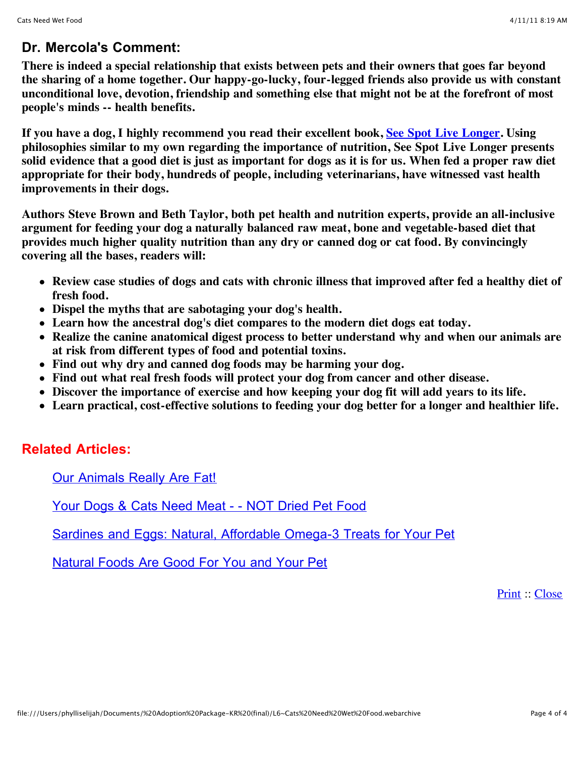## Dr. Mercola's Comment:

**There is indeed a special relationship that exists between pets and their owners that goes far beyond the sharing of a home together. Our happy-go-lucky, four-legged friends also provide us with constant unconditional love, devotion, friendship and something else that might not be at the forefront of most people's minds -- health benefits.**

**If you have a dog, I highly recommend you read their excellent book, [See Spot Live Longer](). Using philosophies similar to my own regarding the importance of nutrition, See Spot Live Longer presents solid evidence that a good diet is just as important for dogs as it is for us. When fed a proper raw diet appropriate for their body, hundreds of people, including veterinarians, have witnessed vast health improvements in their dogs.**

**Authors Steve Brown and Beth Taylor, both pet health and nutrition experts, provide an all-inclusive argument for feeding your dog a naturally balanced raw meat, bone and vegetable-based diet that provides much higher quality nutrition than any dry or canned dog or cat food. By convincingly covering all the bases, readers will:**

- **Review case studies of dogs and cats with chronic illness that improved after fed a healthy diet of fresh food.**
- **Dispel the myths that are sabotaging your dog's health.**
- **Learn how the ancestral dog's diet compares to the modern diet dogs eat today.**
- **Realize the canine anatomical digest process to better understand why and when our animals are at risk from different types of food and potential toxins.**
- **Find out why dry and canned dog foods may be harming your dog.**
- **Find out what real fresh foods will protect your dog from cancer and other disease.**
- **Discover the importance of exercise and how keeping your dog fit will add years to its life.**
- **Learn practical, cost-effective solutions to feeding your dog better for a longer and healthier life.**

## Related Articles:

[Our Animals Really Are Fat!]()

[Your Dogs & Cats Need Meat - - NOT Dried Pet Food]()

[Sardines and Eggs: Natural, Affordable Omega-3 Treats for Your Pet]()

[Natural Foods Are Good For You and Your Pet]()

[Print]() :: [Close]()